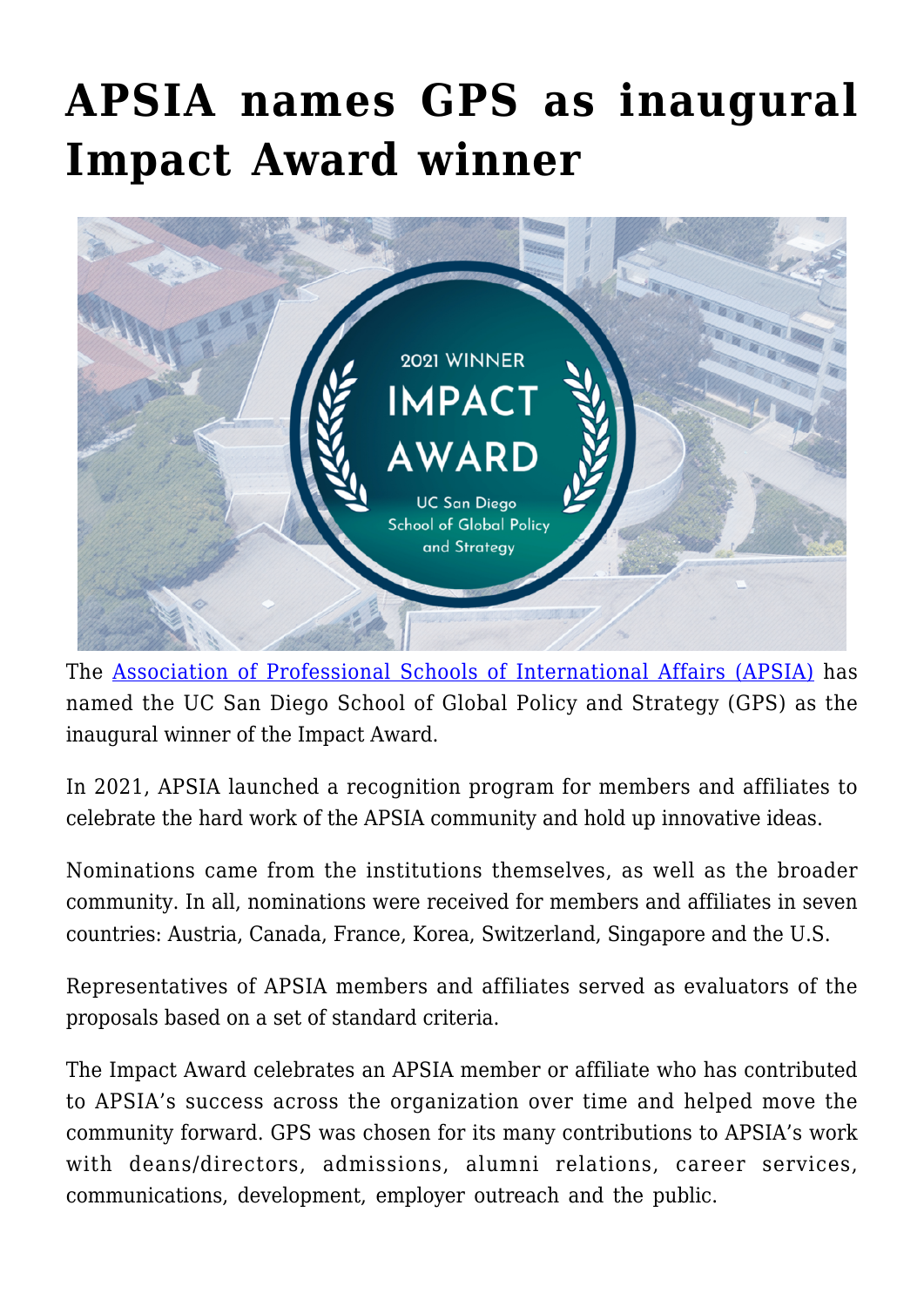# APSIA names GPS as inaugural Impact Award winner

The [Association of Professional Schools of International Affairs (APSIA)]() has named the UC San Diego School of Global Policy and Strategy (GPS) as the inaugural winner of the Impact Award.

In 2021, APSIA launched a recognition program for members and affiliates to celebrate the hard work of the APSIA community and hold up innovative ideas.

Nominations came from the institutions themselves, as well as the broader community. In all, nominations were received for members and affiliates in seven countries: Austria, Canada, France, Korea, Switzerland, Singapore and the U.S.

Representatives of APSIA members and affiliates served as evaluators of the proposals based on a set of standard criteria.

The Impact Award celebrates an APSIA member or affiliate who has contributed to APSIA's success across the organization over time and helped move the community forward. GPS was chosen for its many contributions to APSIA's work with deans/directors, admissions, alumni relations, career services, communications, development, employer outreach and the public.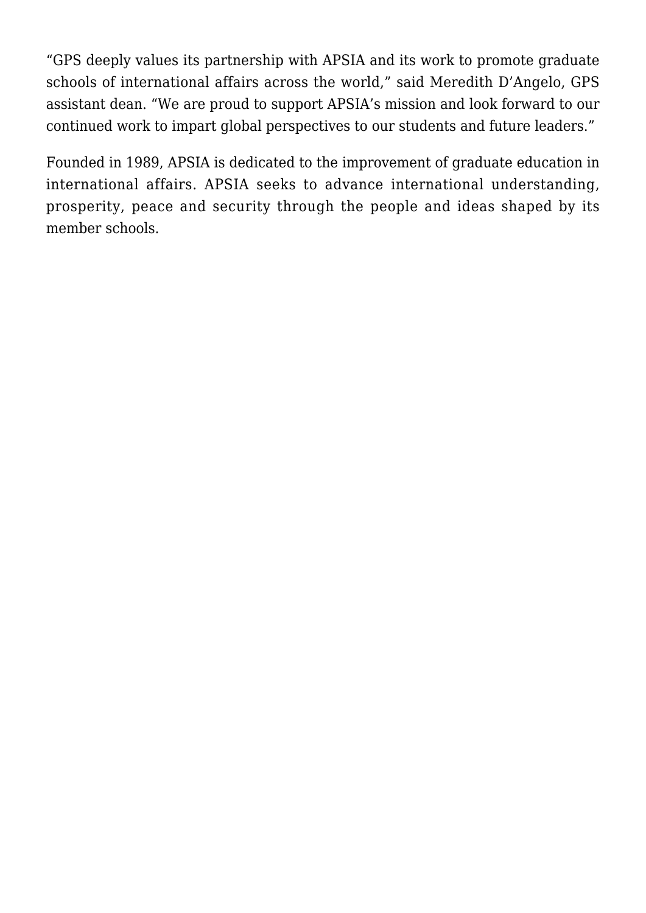"GPS deeply values its partnership with APSIA and its work to promote graduate schools of international affairs across the world," said Meredith D'Angelo, GPS assistant dean. "We are proud to support APSIA's mission and look forward to our continued work to impart global perspectives to our students and future leaders."

Founded in 1989, APSIA is dedicated to the improvement of graduate education in international affairs. APSIA seeks to advance international understanding, prosperity, peace and security through the people and ideas shaped by its member schools.